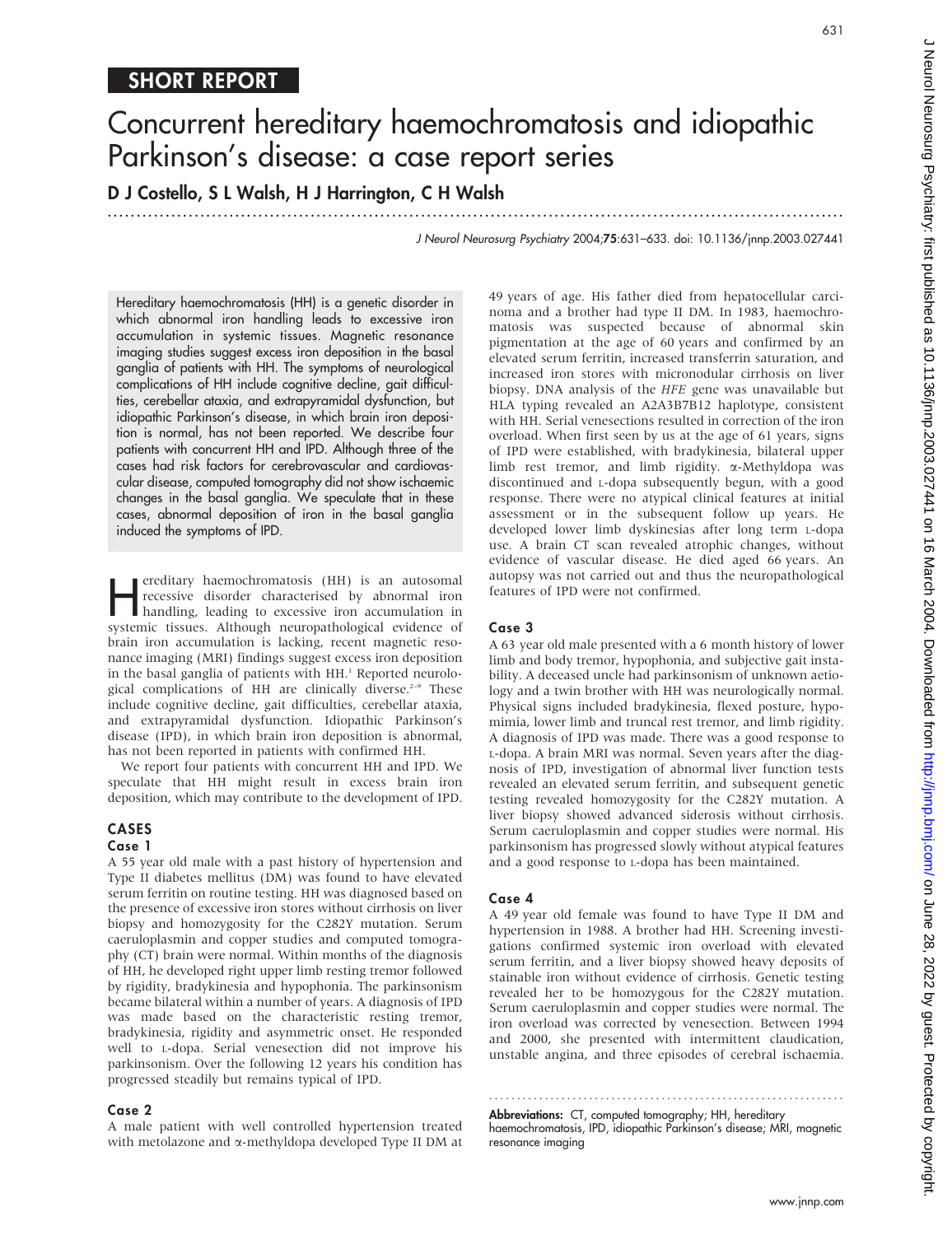## SHORT REPORT

# Concurrent hereditary haemochromatosis and idiopathic Parkinson's disease: a case report series

**D J Costello, S L Walsh, H J Harrington, C H Walsh**

*J Neurol Neurosurg Psychiatry* 2004;**75**:631–633. doi: 10.1136/jnnp.2003.027441

Hereditary haemochromatosis (HH) is a genetic disorder in which abnormal iron handling leads to excessive iron accumulation in systemic tissues. Magnetic resonance imaging studies suggest excess iron deposition in the basal ganglia of patients with HH. The symptoms of neurological complications of HH include cognitive decline, gait difficulties, cerebellar ataxia, and extrapyramidal dysfunction, but idiopathic Parkinson's disease, in which brain iron deposition is normal, has not been reported. We describe four patients with concurrent HH and IPD. Although three of the cases had risk factors for cerebrovascular and cardiovascular disease, computed tomography did not show ischaemic changes in the basal ganglia. We speculate that in these cases, abnormal deposition of iron in the basal ganglia induced the symptoms of IPD.

Hereditary haemochromatosis (HH) is an autosomal recessive disorder characterised by abnormal iron handling, leading to excessive iron accumulation in systemic tissues. Although neuropathological evidence of brain iron accumulation is lacking, recent magnetic resonance imaging (MRI) findings suggest excess iron deposition in the basal ganglia of patients with HH.[1] Reported neurological complications of HH are clinically diverse.[2–9] These include cognitive decline, gait difficulties, cerebellar ataxia, and extrapyramidal dysfunction. Idiopathic Parkinson's disease (IPD), in which brain iron deposition is abnormal, has not been reported in patients with confirmed HH.

We report four patients with concurrent HH and IPD. We speculate that HH might result in excess brain iron deposition, which may contribute to the development of IPD.

## CASES

### Case 1

A 55 year old male with a past history of hypertension and Type II diabetes mellitus (DM) was found to have elevated serum ferritin on routine testing. HH was diagnosed based on the presence of excessive iron stores without cirrhosis on liver biopsy and homozygosity for the C282Y mutation. Serum caeruloplasmin and copper studies and computed tomography (CT) brain were normal. Within months of the diagnosis of HH, he developed right upper limb resting tremor followed by rigidity, bradykinesia and hypophonia. The parkinsonism became bilateral within a number of years. A diagnosis of IPD was made based on the characteristic resting tremor, bradykinesia, rigidity and asymmetric onset. He responded well to L-dopa. Serial venesection did not improve his parkinsonism. Over the following 12 years his condition has progressed steadily but remains typical of IPD.

### Case 2

A male patient with well controlled hypertension treated with metolazone and α-methyldopa developed Type II DM at 49 years of age. His father died from hepatocellular carcinoma and a brother had type II DM. In 1983, haemochromatosis was suspected because of abnormal skin pigmentation at the age of 60 years and confirmed by an elevated serum ferritin, increased transferrin saturation, and increased iron stores with micronodular cirrhosis on liver biopsy. DNA analysis of the *HFE* gene was unavailable but HLA typing revealed an A2A3B7B12 haplotype, consistent with HH. Serial venesections resulted in correction of the iron overload. When first seen by us at the age of 61 years, signs of IPD were established, with bradykinesia, bilateral upper limb rest tremor, and limb rigidity. α-Methyldopa was discontinued and L-dopa subsequently begun, with a good response. There were no atypical clinical features at initial assessment or in the subsequent follow up years. He developed lower limb dyskinesias after long term L-dopa use. A brain CT scan revealed atrophic changes, without evidence of vascular disease. He died aged 66 years. An autopsy was not carried out and thus the neuropathological features of IPD were not confirmed.

### Case 3

A 63 year old male presented with a 6 month history of lower limb and body tremor, hypophonia, and subjective gait instability. A deceased uncle had parkinsonism of unknown aetiology and a twin brother with HH was neurologically normal. Physical signs included bradykinesia, flexed posture, hypomimia, lower limb and truncal rest tremor, and limb rigidity. A diagnosis of IPD was made. There was a good response to L-dopa. A brain MRI was normal. Seven years after the diagnosis of IPD, investigation of abnormal liver function tests revealed an elevated serum ferritin, and subsequent genetic testing revealed homozygosity for the C282Y mutation. A liver biopsy showed advanced siderosis without cirrhosis. Serum caeruloplasmin and copper studies were normal. His parkinsonism has progressed slowly without atypical features and a good response to L-dopa has been maintained.

### Case 4

A 49 year old female was found to have Type II DM and hypertension in 1988. A brother had HH. Screening investigations confirmed systemic iron overload with elevated serum ferritin, and a liver biopsy showed heavy deposits of stainable iron without evidence of cirrhosis. Genetic testing revealed her to be homozygous for the C282Y mutation. Serum caeruloplasmin and copper studies were normal. The iron overload was corrected by venesection. Between 1994 and 2000, she presented with intermittent claudication, unstable angina, and three episodes of cerebral ischaemia.

---

**Abbreviations:** CT, computed tomography; HH, hereditary haemochromatosis, IPD, idiopathic Parkinson's disease; MRI, magnetic resonance imaging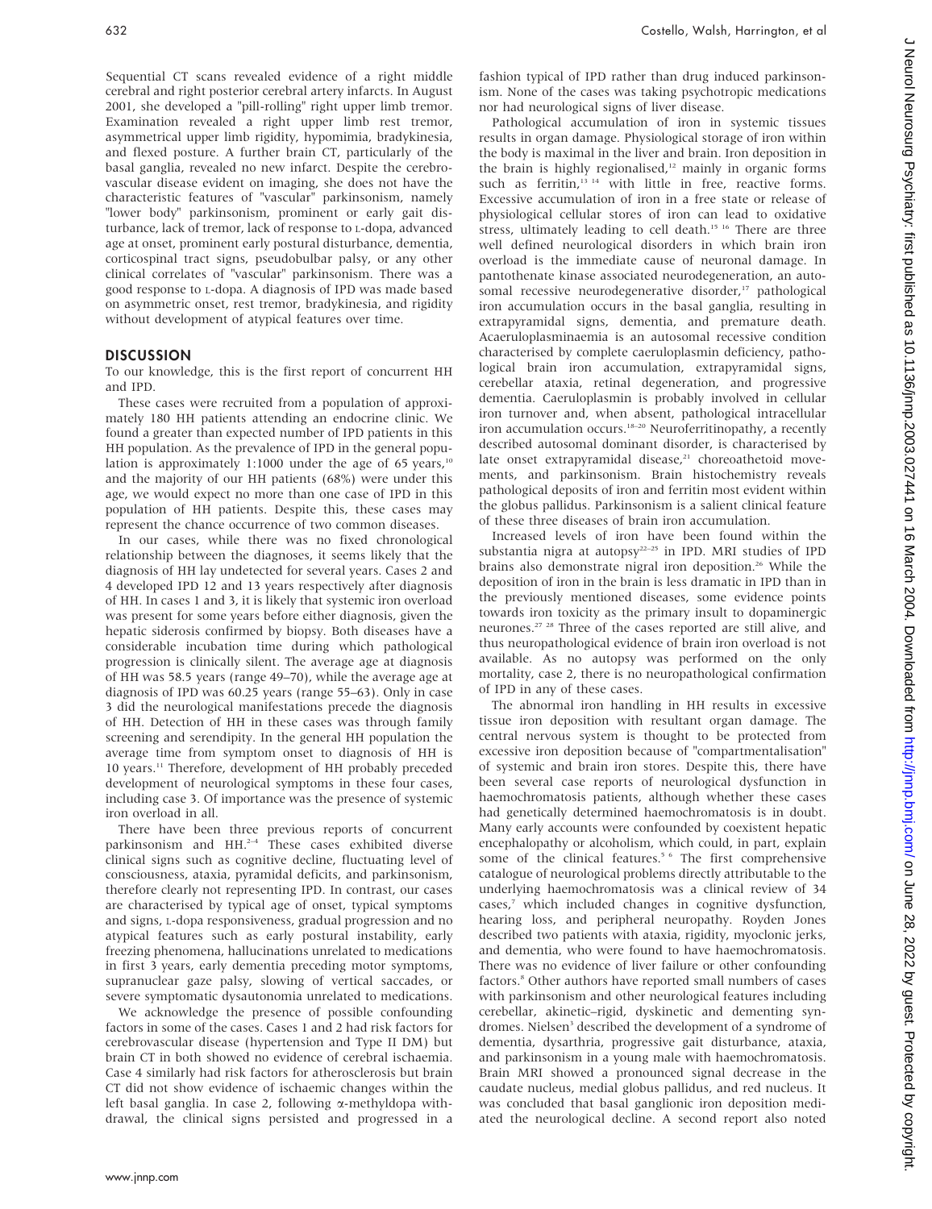Sequential CT scans revealed evidence of a right middle cerebral and right posterior cerebral artery infarcts. In August 2001, she developed a "pill-rolling" right upper limb tremor. Examination revealed a right upper limb rest tremor, asymmetrical upper limb rigidity, hypomimia, bradykinesia, and flexed posture. A further brain CT, particularly of the basal ganglia, revealed no new infarct. Despite the cerebrovascular disease evident on imaging, she does not have the characteristic features of "vascular" parkinsonism, namely "lower body" parkinsonism, prominent or early gait disturbance, lack of tremor, lack of response to L-dopa, advanced age at onset, prominent early postural disturbance, dementia, corticospinal tract signs, pseudobulbar palsy, or any other clinical correlates of "vascular" parkinsonism. There was a good response to L-dopa. A diagnosis of IPD was made based on asymmetric onset, rest tremor, bradykinesia, and rigidity without development of atypical features over time.

## DISCUSSION

To our knowledge, this is the first report of concurrent HH and IPD.

These cases were recruited from a population of approximately 180 HH patients attending an endocrine clinic. We found a greater than expected number of IPD patients in this HH population. As the prevalence of IPD in the general population is approximately 1:1000 under the age of 65 years,[10] and the majority of our HH patients (68%) were under this age, we would expect no more than one case of IPD in this population of HH patients. Despite this, these cases may represent the chance occurrence of two common diseases.

In our cases, while there was no fixed chronological relationship between the diagnoses, it seems likely that the diagnosis of HH lay undetected for several years. Cases 2 and 4 developed IPD 12 and 13 years respectively after diagnosis of HH. In cases 1 and 3, it is likely that systemic iron overload was present for some years before either diagnosis, given the hepatic siderosis confirmed by biopsy. Both diseases have a considerable incubation time during which pathological progression is clinically silent. The average age at diagnosis of HH was 58.5 years (range 49–70), while the average age at diagnosis of IPD was 60.25 years (range 55–63). Only in case 3 did the neurological manifestations precede the diagnosis of HH. Detection of HH in these cases was through family screening and serendipity. In the general HH population the average time from symptom onset to diagnosis of HH is 10 years.[11] Therefore, development of HH probably preceded development of neurological symptoms in these four cases, including case 3. Of importance was the presence of systemic iron overload in all.

There have been three previous reports of concurrent parkinsonism and HH.[2–4] These cases exhibited diverse clinical signs such as cognitive decline, fluctuating level of consciousness, ataxia, pyramidal deficits, and parkinsonism, therefore clearly not representing IPD. In contrast, our cases are characterised by typical age of onset, typical symptoms and signs, L-dopa responsiveness, gradual progression and no atypical features such as early postural instability, early freezing phenomena, hallucinations unrelated to medications in first 3 years, early dementia preceding motor symptoms, supranuclear gaze palsy, slowing of vertical saccades, or severe symptomatic dysautonomia unrelated to medications.

We acknowledge the presence of possible confounding factors in some of the cases. Cases 1 and 2 had risk factors for cerebrovascular disease (hypertension and Type II DM) but brain CT in both showed no evidence of cerebral ischaemia. Case 4 similarly had risk factors for atherosclerosis but brain CT did not show evidence of ischaemic changes within the left basal ganglia. In case 2, following α-methyldopa withdrawal, the clinical signs persisted and progressed in a fashion typical of IPD rather than drug induced parkinsonism. None of the cases was taking psychotropic medications nor had neurological signs of liver disease.

Pathological accumulation of iron in systemic tissues results in organ damage. Physiological storage of iron within the body is maximal in the liver and brain. Iron deposition in the brain is highly regionalised,[12] mainly in organic forms such as ferritin,[13 14] with little in free, reactive forms. Excessive accumulation of iron in a free state or release of physiological cellular stores of iron can lead to oxidative stress, ultimately leading to cell death.[15 16] There are three well defined neurological disorders in which brain iron overload is the immediate cause of neuronal damage. In pantothenate kinase associated neurodegeneration, an autosomal recessive neurodegenerative disorder,[17] pathological iron accumulation occurs in the basal ganglia, resulting in extrapyramidal signs, dementia, and premature death. Acaeruloplasminaemia is an autosomal recessive condition characterised by complete caeruloplasmin deficiency, pathological brain iron accumulation, extrapyramidal signs, cerebellar ataxia, retinal degeneration, and progressive dementia. Caeruloplasmin is probably involved in cellular iron turnover and, when absent, pathological intracellular iron accumulation occurs.[18–20] Neuroferritinopathy, a recently described autosomal dominant disorder, is characterised by late onset extrapyramidal disease,[21] choreoathetoid movements, and parkinsonism. Brain histochemistry reveals pathological deposits of iron and ferritin most evident within the globus pallidus. Parkinsonism is a salient clinical feature of these three diseases of brain iron accumulation.

Increased levels of iron have been found within the substantia nigra at autopsy[22–25] in IPD. MRI studies of IPD brains also demonstrate nigral iron deposition.[26] While the deposition of iron in the brain is less dramatic in IPD than in the previously mentioned diseases, some evidence points towards iron toxicity as the primary insult to dopaminergic neurones.[27 28] Three of the cases reported are still alive, and thus neuropathological evidence of brain iron overload is not available. As no autopsy was performed on the only mortality, case 2, there is no neuropathological confirmation of IPD in any of these cases.

The abnormal iron handling in HH results in excessive tissue iron deposition with resultant organ damage. The central nervous system is thought to be protected from excessive iron deposition because of "compartmentalisation" of systemic and brain iron stores. Despite this, there have been several case reports of neurological dysfunction in haemochromatosis patients, although whether these cases had genetically determined haemochromatosis is in doubt. Many early accounts were confounded by coexistent hepatic encephalopathy or alcoholism, which could, in part, explain some of the clinical features.[5 6] The first comprehensive catalogue of neurological problems directly attributable to the underlying haemochromatosis was a clinical review of 34 cases,[7] which included changes in cognitive dysfunction, hearing loss, and peripheral neuropathy. Royden Jones described two patients with ataxia, rigidity, myoclonic jerks, and dementia, who were found to have haemochromatosis. There was no evidence of liver failure or other confounding factors.[8] Other authors have reported small numbers of cases with parkinsonism and other neurological features including cerebellar, akinetic–rigid, dyskinetic and dementing syndromes. Nielsen[3] described the development of a syndrome of dementia, dysarthria, progressive gait disturbance, ataxia, and parkinsonism in a young male with haemochromatosis. Brain MRI showed a pronounced signal decrease in the caudate nucleus, medial globus pallidus, and red nucleus. It was concluded that basal ganglionic iron deposition mediated the neurological decline. A second report also noted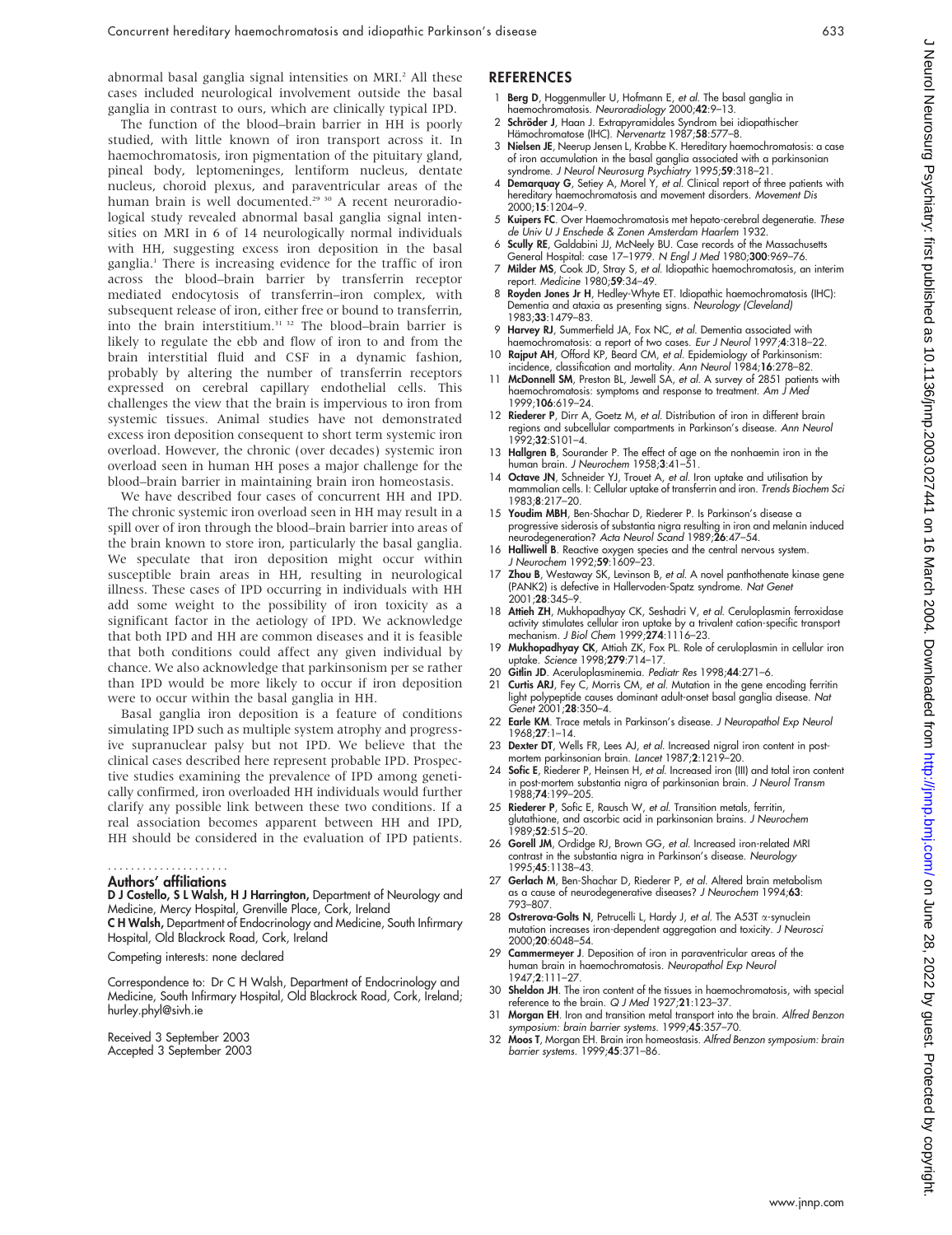abnormal basal ganglia signal intensities on MRI.[2] All these cases included neurological involvement outside the basal ganglia in contrast to ours, which are clinically typical IPD.

The function of the blood–brain barrier in HH is poorly studied, with little known of iron transport across it. In haemochromatosis, iron pigmentation of the pituitary gland, pineal body, leptomeninges, lentiform nucleus, dentate nucleus, choroid plexus, and paraventricular areas of the human brain is well documented.[29 30] A recent neuroradiological study revealed abnormal basal ganglia signal intensities on MRI in 6 of 14 neurologically normal individuals with HH, suggesting excess iron deposition in the basal ganglia.[1] There is increasing evidence for the traffic of iron across the blood–brain barrier by transferrin receptor mediated endocytosis of transferrin–iron complex, with subsequent release of iron, either free or bound to transferrin, into the brain interstitium.[31 32] The blood–brain barrier is likely to regulate the ebb and flow of iron to and from the brain interstitial fluid and CSF in a dynamic fashion, probably by altering the number of transferrin receptors expressed on cerebral capillary endothelial cells. This challenges the view that the brain is impervious to iron from systemic tissues. Animal studies have not demonstrated excess iron deposition consequent to short term systemic iron overload. However, the chronic (over decades) systemic iron overload seen in human HH poses a major challenge for the blood–brain barrier in maintaining brain iron homeostasis.

We have described four cases of concurrent HH and IPD. The chronic systemic iron overload seen in HH may result in a spill over of iron through the blood–brain barrier into areas of the brain known to store iron, particularly the basal ganglia. We speculate that iron deposition might occur within susceptible brain areas in HH, resulting in neurological illness. These cases of IPD occurring in individuals with HH add some weight to the possibility of iron toxicity as a significant factor in the aetiology of IPD. We acknowledge that both IPD and HH are common diseases and it is feasible that both conditions could affect any given individual by chance. We also acknowledge that parkinsonism per se rather than IPD would be more likely to occur if iron deposition were to occur within the basal ganglia in HH.

Basal ganglia iron deposition is a feature of conditions simulating IPD such as multiple system atrophy and progressive supranuclear palsy but not IPD. We believe that the clinical cases described here represent probable IPD. Prospective studies examining the prevalence of IPD among genetically confirmed, iron overloaded HH individuals would further clarify any possible link between these two conditions. If a real association becomes apparent between HH and IPD, HH should be considered in the evaluation of IPD patients.

### Authors' affiliations

**D J Costello, S L Walsh, H J Harrington,** Department of Neurology and Medicine, Mercy Hospital, Grenville Place, Cork, Ireland
**C H Walsh,** Department of Endocrinology and Medicine, South Infirmary Hospital, Old Blackrock Road, Cork, Ireland

Competing interests: none declared

Correspondence to: Dr C H Walsh, Department of Endocrinology and Medicine, South Infirmary Hospital, Old Blackrock Road, Cork, Ireland; hurley.phyl@sivh.ie

Received 3 September 2003
Accepted 3 September 2003

## REFERENCES

1. **Berg D**, Hoggenmuller U, Hofmann E, *et al*. The basal ganglia in haemochromatosis. *Neuroradiology* 2000;**42**:9–13.
2. **Schröder J**, Haan J. Extrapyramidales Syndrom bei idiopathischer Hämochromatose (IHC). *Nervenartz* 1987;**58**:577–8.
3. **Nielsen JE**, Neerup Jensen L, Krabbe K. Hereditary haemochromatosis: a case of iron accumulation in the basal ganglia associated with a parkinsonian syndrome. *J Neurol Neurosurg Psychiatry* 1995;**59**:318–21.
4. **Demarquay G**, Setiey A, Morel Y, *et al*. Clinical report of three patients with hereditary haemochromatosis and movement disorders. *Movement Dis* 2000;**15**:1204–9.
5. **Kuipers FC**. Over Haemochromatosis met hepato-cerebral degeneratie. *These de Univ U J Enschede & Zonen Amsterdam Haarlem* 1932.
6. **Scully RE**, Galdabini JJ, McNeely BU. Case records of the Massachusetts General Hospital: case 17–1979. *N Engl J Med* 1980;**300**:969–76.
7. **Milder MS**, Cook JD, Stray S, *et al*. Idiopathic haemochromatosis, an interim report. *Medicine* 1980;**59**:34–49.
8. **Royden Jones Jr H**, Hedley-Whyte ET. Idiopathic haemochromatosis (IHC): Dementia and ataxia as presenting signs. *Neurology (Cleveland)* 1983;**33**:1479–83.
9. **Harvey RJ**, Summerfield JA, Fox NC, *et al*. Dementia associated with haemochromatosis: a report of two cases. *Eur J Neurol* 1997;**4**:318–22.
10. **Rajput AH**, Offord KP, Beard CM, *et al*. Epidemiology of Parkinsonism: incidence, classification and mortality. *Ann Neurol* 1984;**16**:278–82.
11. **McDonnell SM**, Preston BL, Jewell SA, *et al*. A survey of 2851 patients with haemochromatosis: symptoms and response to treatment. *Am J Med* 1999;**106**:619–24.
12. **Riederer P**, Dirr A, Goetz M, *et al*. Distribution of iron in different brain regions and subcellular compartments in Parkinson's disease. *Ann Neurol* 1992;**32**:S101–4.
13. **Hallgren B**, Sourander P. The effect of age on the nonhaemin iron in the human brain. *J Neurochem* 1958;**3**:41–51.
14. **Octave JN**, Schneider YJ, Trouet A, *et al*. Iron uptake and utilisation by mammalian cells. I: Cellular uptake of transferrin and iron. *Trends Biochem Sci* 1983;**8**:217–20.
15. **Youdim MBH**, Ben-Shachar D, Riederer P. Is Parkinson's disease a progressive siderosis of substantia nigra resulting in iron and melanin induced neurodegeneration? *Acta Neurol Scand* 1989;**26**:47–54.
16. **Halliwell B**. Reactive oxygen species and the central nervous system. *J Neurochem* 1992;**59**:1609–23.
17. **Zhou B**, Westaway SK, Levinson B, *et al*. A novel panthothenate kinase gene (PANK2) is defective in Hallervoden-Spatz syndrome. *Nat Genet* 2001;**28**:345–9.
18. **Attieh ZH**, Mukhopadhyay CK, Seshadri V, *et al*. Ceruloplasmin ferroxidase activity stimulates cellular iron uptake by a trivalent cation-specific transport mechanism. *J Biol Chem* 1999;**274**:1116–23.
19. **Mukhopadhyay CK**, Attiah ZK, Fox PL. Role of ceruloplasmin in cellular iron uptake. *Science* 1998;**279**:714–17.
20. **Gitlin JD**. Aceruloplasminemia. *Pediatr Res* 1998;**44**:271–6.
21. **Curtis ARJ**, Fey C, Morris CM, *et al*. Mutation in the gene encoding ferritin light polypeptide causes dominant adult-onset basal ganglia disease. *Nat Genet* 2001;**28**:350–4.
22. **Earle KM**. Trace metals in Parkinson's disease. *J Neuropathol Exp Neurol* 1968;**27**:1–14.
23. **Dexter DT**, Wells FR, Lees AJ, *et al*. Increased nigral iron content in post-mortem parkinsonian brain. *Lancet* 1987;**2**:1219–20.
24. **Sofic E**, Riederer P, Heinsen H, *et al*. Increased iron (III) and total iron content in post-mortem substantia nigra of parkinsonian brain. *J Neurol Transm* 1988;**74**:199–205.
25. **Riederer P**, Sofic E, Rausch W, *et al*. Transition metals, ferritin, glutathione, and ascorbic acid in parkinsonian brains. *J Neurochem* 1989;**52**:515–20.
26. **Gorell JM**, Ordidge RJ, Brown GG, *et al*. Increased iron-related MRI contrast in the substantia nigra in Parkinson's disease. *Neurology* 1995;**45**:1138–43.
27. **Gerlach M**, Ben-Shachar D, Riederer P, *et al*. Altered brain metabolism as a cause of neurodegenerative diseases? *J Neurochem* 1994;**63**:793–807.
28. **Ostrerova-Golts N**, Petrucelli L, Hardy J, *et al*. The A53T α-synuclein mutation increases iron-dependent aggregation and toxicity. *J Neurosci* 2000;**20**:6048–54.
29. **Cammermeyer J**. Deposition of iron in paraventricular areas of the human brain in haemochromatosis. *Neuropathol Exp Neurol* 1947;**2**:111–27.
30. **Sheldon JH**. The iron content of the tissues in haemochromatosis, with special reference to the brain. *Q J Med* 1927;**21**:123–37.
31. **Morgan EH**. Iron and transition metal transport into the brain. *Alfred Benzon symposium: brain barrier systems*. 1999;**45**:357–70.
32. **Moos T**, Morgan EH. Brain iron homeostasis. *Alfred Benzon symposium: brain barrier systems*. 1999;**45**:371–86.